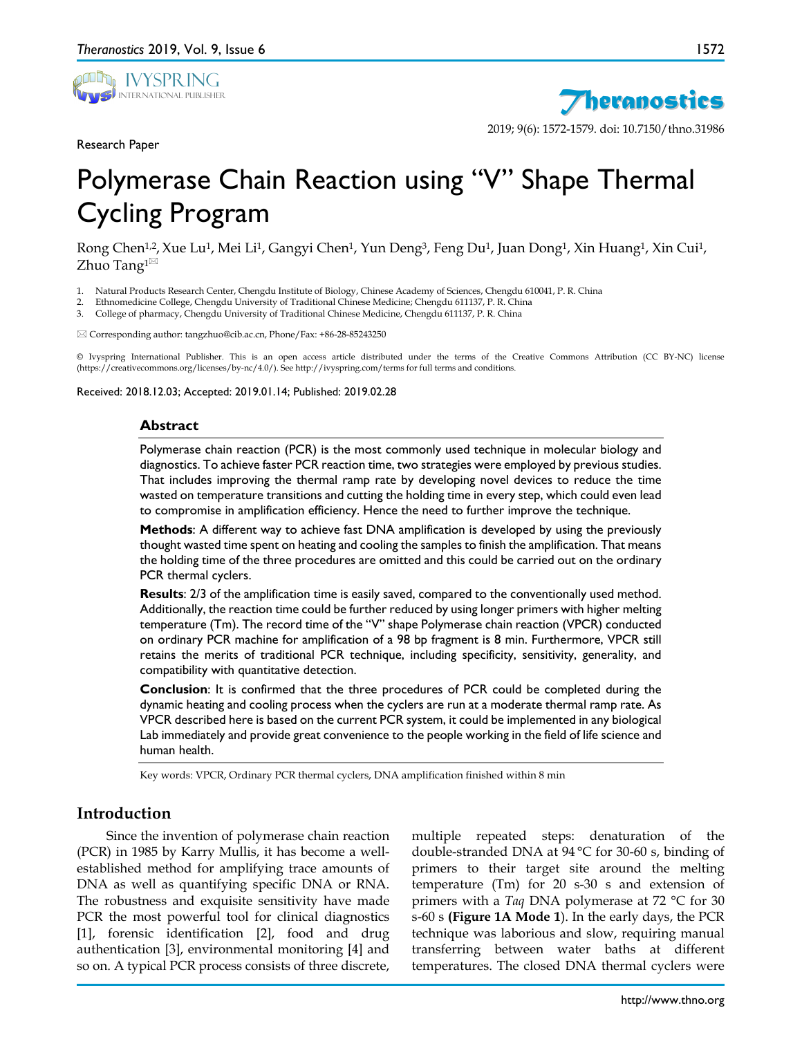Research Paper

# Polymerase Chain Reaction using "V" Shape Thermal Cycling Program

Rong Chen[1,2], Xue Lu[1], Mei Li[1], Gangyi Chen[1], Yun Deng[3], Feng Du[1], Juan Dong[1], Xin Huang[1], Xin Cui[1], Zhuo Tang[1]✉

1. Natural Products Research Center, Chengdu Institute of Biology, Chinese Academy of Sciences, Chengdu 610041, P. R. China
2. Ethnomedicine College, Chengdu University of Traditional Chinese Medicine; Chengdu 611137, P. R. China
3. College of pharmacy, Chengdu University of Traditional Chinese Medicine, Chengdu 611137, P. R. China

✉ Corresponding author: tangzhuo@cib.ac.cn, Phone/Fax: +86-28-85243250

© Ivyspring International Publisher. This is an open access article distributed under the terms of the Creative Commons Attribution (CC BY-NC) license (https://creativecommons.org/licenses/by-nc/4.0/). See http://ivyspring.com/terms for full terms and conditions.

Received: 2018.12.03; Accepted: 2019.01.14; Published: 2019.02.28

## Abstract

Polymerase chain reaction (PCR) is the most commonly used technique in molecular biology and diagnostics. To achieve faster PCR reaction time, two strategies were employed by previous studies. That includes improving the thermal ramp rate by developing novel devices to reduce the time wasted on temperature transitions and cutting the holding time in every step, which could even lead to compromise in amplification efficiency. Hence the need to further improve the technique.

**Methods**: A different way to achieve fast DNA amplification is developed by using the previously thought wasted time spent on heating and cooling the samples to finish the amplification. That means the holding time of the three procedures are omitted and this could be carried out on the ordinary PCR thermal cyclers.

**Results**: 2/3 of the amplification time is easily saved, compared to the conventionally used method. Additionally, the reaction time could be further reduced by using longer primers with higher melting temperature (Tm). The record time of the "V" shape Polymerase chain reaction (VPCR) conducted on ordinary PCR machine for amplification of a 98 bp fragment is 8 min. Furthermore, VPCR still retains the merits of traditional PCR technique, including specificity, sensitivity, generality, and compatibility with quantitative detection.

**Conclusion**: It is confirmed that the three procedures of PCR could be completed during the dynamic heating and cooling process when the cyclers are run at a moderate thermal ramp rate. As VPCR described here is based on the current PCR system, it could be implemented in any biological Lab immediately and provide great convenience to the people working in the field of life science and human health.

Key words: VPCR, Ordinary PCR thermal cyclers, DNA amplification finished within 8 min

## Introduction

Since the invention of polymerase chain reaction (PCR) in 1985 by Karry Mullis, it has become a well-established method for amplifying trace amounts of DNA as well as quantifying specific DNA or RNA. The robustness and exquisite sensitivity have made PCR the most powerful tool for clinical diagnostics [1], forensic identification [2], food and drug authentication [3], environmental monitoring [4] and so on. A typical PCR process consists of three discrete, multiple repeated steps: denaturation of the double-stranded DNA at 94 °C for 30-60 s, binding of primers to their target site around the melting temperature (Tm) for 20 s-30 s and extension of primers with a *Taq* DNA polymerase at 72 °C for 30 s-60 s **(Figure 1A Mode 1)**. In the early days, the PCR technique was laborious and slow, requiring manual transferring between water baths at different temperatures. The closed DNA thermal cyclers were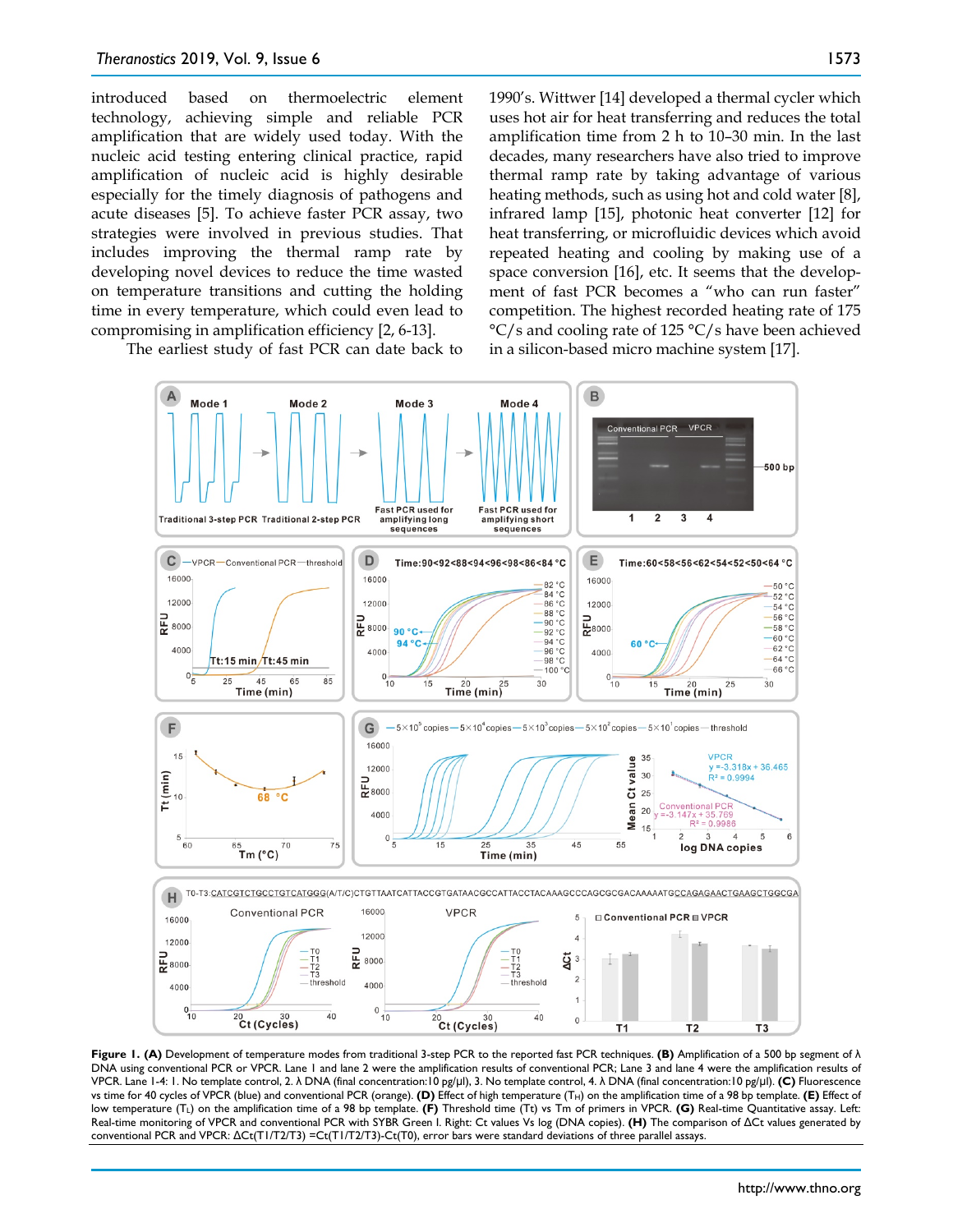introduced based on thermoelectric element technology, achieving simple and reliable PCR amplification that are widely used today. With the nucleic acid testing entering clinical practice, rapid amplification of nucleic acid is highly desirable especially for the timely diagnosis of pathogens and acute diseases [5]. To achieve faster PCR assay, two strategies were involved in previous studies. That includes improving the thermal ramp rate by developing novel devices to reduce the time wasted on temperature transitions and cutting the holding time in every temperature, which could even lead to compromising in amplification efficiency [2, 6-13].

The earliest study of fast PCR can date back to 1990's. Wittwer [14] developed a thermal cycler which uses hot air for heat transferring and reduces the total amplification time from 2 h to 10–30 min. In the last decades, many researchers have also tried to improve thermal ramp rate by taking advantage of various heating methods, such as using hot and cold water [8], infrared lamp [15], photonic heat converter [12] for heat transferring, or microfluidic devices which avoid repeated heating and cooling by making use of a space conversion [16], etc. It seems that the development of fast PCR becomes a "who can run faster" competition. The highest recorded heating rate of 175 °C/s and cooling rate of 125 °C/s have been achieved in a silicon-based micro machine system [17].

**Figure 1. (A)** Development of temperature modes from traditional 3-step PCR to the reported fast PCR techniques. **(B)** Amplification of a 500 bp segment of λ DNA using conventional PCR or VPCR. Lane 1 and lane 2 were the amplification results of conventional PCR; Lane 3 and lane 4 were the amplification results of VPCR. Lane 1-4: 1. No template control, 2. λ DNA (final concentration:10 pg/μl), 3. No template control, 4. λ DNA (final concentration:10 pg/μl). **(C)** Fluorescence vs time for 40 cycles of VPCR (blue) and conventional PCR (orange). **(D)** Effect of high temperature ($T_H$) on the amplification time of a 98 bp template. **(E)** Effect of low temperature ($T_L$) on the amplification time of a 98 bp template. **(F)** Threshold time (Tt) vs Tm of primers in VPCR. **(G)** Real-time Quantitative assay. Left: Real-time monitoring of VPCR and conventional PCR with SYBR Green I. Right: Ct values Vs log (DNA copies). **(H)** The comparison of ΔCt values generated by conventional PCR and VPCR: ΔCt(T1/T2/T3) =Ct(T1/T2/T3)-Ct(T0), error bars were standard deviations of three parallel assays.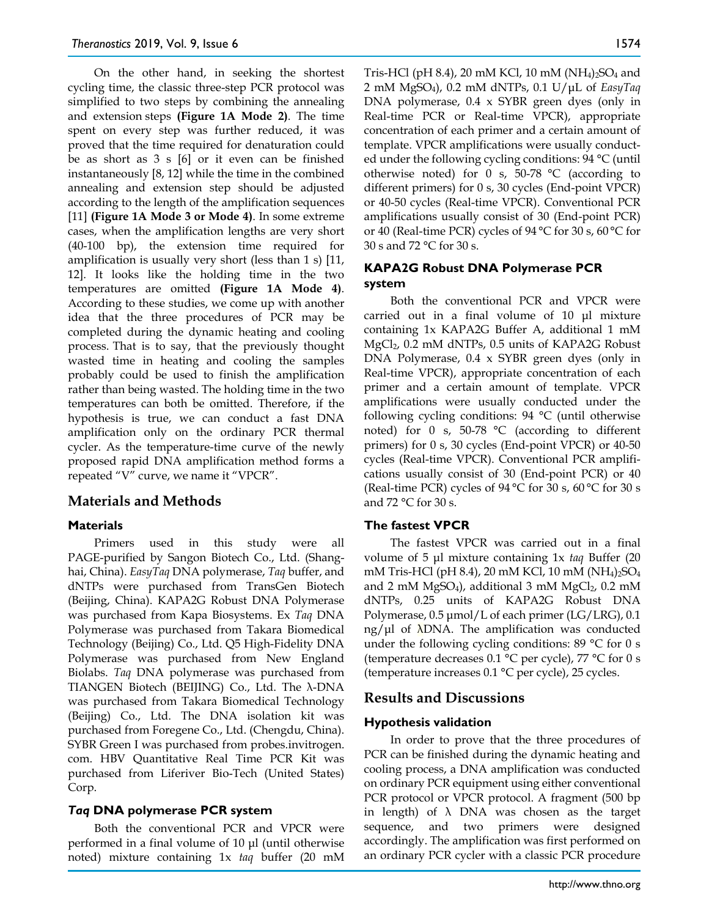On the other hand, in seeking the shortest cycling time, the classic three-step PCR protocol was simplified to two steps by combining the annealing and extension steps **(Figure 1A Mode 2)**. The time spent on every step was further reduced, it was proved that the time required for denaturation could be as short as 3 s [6] or it even can be finished instantaneously [8, 12] while the time in the combined annealing and extension step should be adjusted according to the length of the amplification sequences [11] **(Figure 1A Mode 3 or Mode 4)**. In some extreme cases, when the amplification lengths are very short (40-100 bp), the extension time required for amplification is usually very short (less than 1 s) [11, 12]. It looks like the holding time in the two temperatures are omitted **(Figure 1A Mode 4)**. According to these studies, we come up with another idea that the three procedures of PCR may be completed during the dynamic heating and cooling process. That is to say, that the previously thought wasted time in heating and cooling the samples probably could be used to finish the amplification rather than being wasted. The holding time in the two temperatures can both be omitted. Therefore, if the hypothesis is true, we can conduct a fast DNA amplification only on the ordinary PCR thermal cycler. As the temperature-time curve of the newly proposed rapid DNA amplification method forms a repeated "V" curve, we name it "VPCR".

# Materials and Methods

## Materials

Primers used in this study were all PAGE-purified by Sangon Biotech Co., Ltd. (Shanghai, China). *EasyTaq* DNA polymerase, *Taq* buffer, and dNTPs were purchased from TransGen Biotech (Beijing, China). KAPA2G Robust DNA Polymerase was purchased from Kapa Biosystems. Ex *Taq* DNA Polymerase was purchased from Takara Biomedical Technology (Beijing) Co., Ltd. Q5 High-Fidelity DNA Polymerase was purchased from New England Biolabs. *Taq* DNA polymerase was purchased from TIANGEN Biotech (BEIJING) Co., Ltd. The λ-DNA was purchased from Takara Biomedical Technology (Beijing) Co., Ltd. The DNA isolation kit was purchased from Foregene Co., Ltd. (Chengdu, China). SYBR Green I was purchased from probes.invitrogen.com. HBV Quantitative Real Time PCR Kit was purchased from Liferiver Bio-Tech (United States) Corp.

## *Taq* DNA polymerase PCR system

Both the conventional PCR and VPCR were performed in a final volume of 10 μl (until otherwise noted) mixture containing 1x *taq* buffer (20 mM Tris-HCl (pH 8.4), 20 mM KCl, 10 mM $(NH_4)_2SO_4$ and 2 mM $MgSO_4$), 0.2 mM dNTPs, 0.1 U/μL of *EasyTaq* DNA polymerase, 0.4 x SYBR green dyes (only in Real-time PCR or Real-time VPCR), appropriate concentration of each primer and a certain amount of template. VPCR amplifications were usually conducted under the following cycling conditions: 94 °C (until otherwise noted) for 0 s, 50-78 °C (according to different primers) for 0 s, 30 cycles (End-point VPCR) or 40-50 cycles (Real-time VPCR). Conventional PCR amplifications usually consist of 30 (End-point PCR) or 40 (Real-time PCR) cycles of 94 °C for 30 s, 60 °C for 30 s and 72 °C for 30 s.

## KAPA2G Robust DNA Polymerase PCR system

Both the conventional PCR and VPCR were carried out in a final volume of 10 μl mixture containing 1x KAPA2G Buffer A, additional 1 mM $MgCl_2$, 0.2 mM dNTPs, 0.5 units of KAPA2G Robust DNA Polymerase, 0.4 x SYBR green dyes (only in Real-time VPCR), appropriate concentration of each primer and a certain amount of template. VPCR amplifications were usually conducted under the following cycling conditions: 94 °C (until otherwise noted) for 0 s, 50-78 °C (according to different primers) for 0 s, 30 cycles (End-point VPCR) or 40-50 cycles (Real-time VPCR). Conventional PCR amplifications usually consist of 30 (End-point PCR) or 40 (Real-time PCR) cycles of 94 °C for 30 s, 60 °C for 30 s and 72 °C for 30 s.

## The fastest VPCR

The fastest VPCR was carried out in a final volume of 5 μl mixture containing 1x *taq* Buffer (20 mM Tris-HCl (pH 8.4), 20 mM KCl, 10 mM $(NH_4)_2SO_4$ and 2 mM $MgSO_4$), additional 3 mM $MgCl_2$, 0.2 mM dNTPs, 0.25 units of KAPA2G Robust DNA Polymerase, 0.5 μmol/L of each primer (LG/LRG), 0.1 ng/μl of λDNA. The amplification was conducted under the following cycling conditions: 89 °C for 0 s (temperature decreases 0.1 °C per cycle), 77 °C for 0 s (temperature increases 0.1 °C per cycle), 25 cycles.

# Results and Discussions

## Hypothesis validation

In order to prove that the three procedures of PCR can be finished during the dynamic heating and cooling process, a DNA amplification was conducted on ordinary PCR equipment using either conventional PCR protocol or VPCR protocol. A fragment (500 bp in length) of λ DNA was chosen as the target sequence, and two primers were designed accordingly. The amplification was first performed on an ordinary PCR cycler with a classic PCR procedure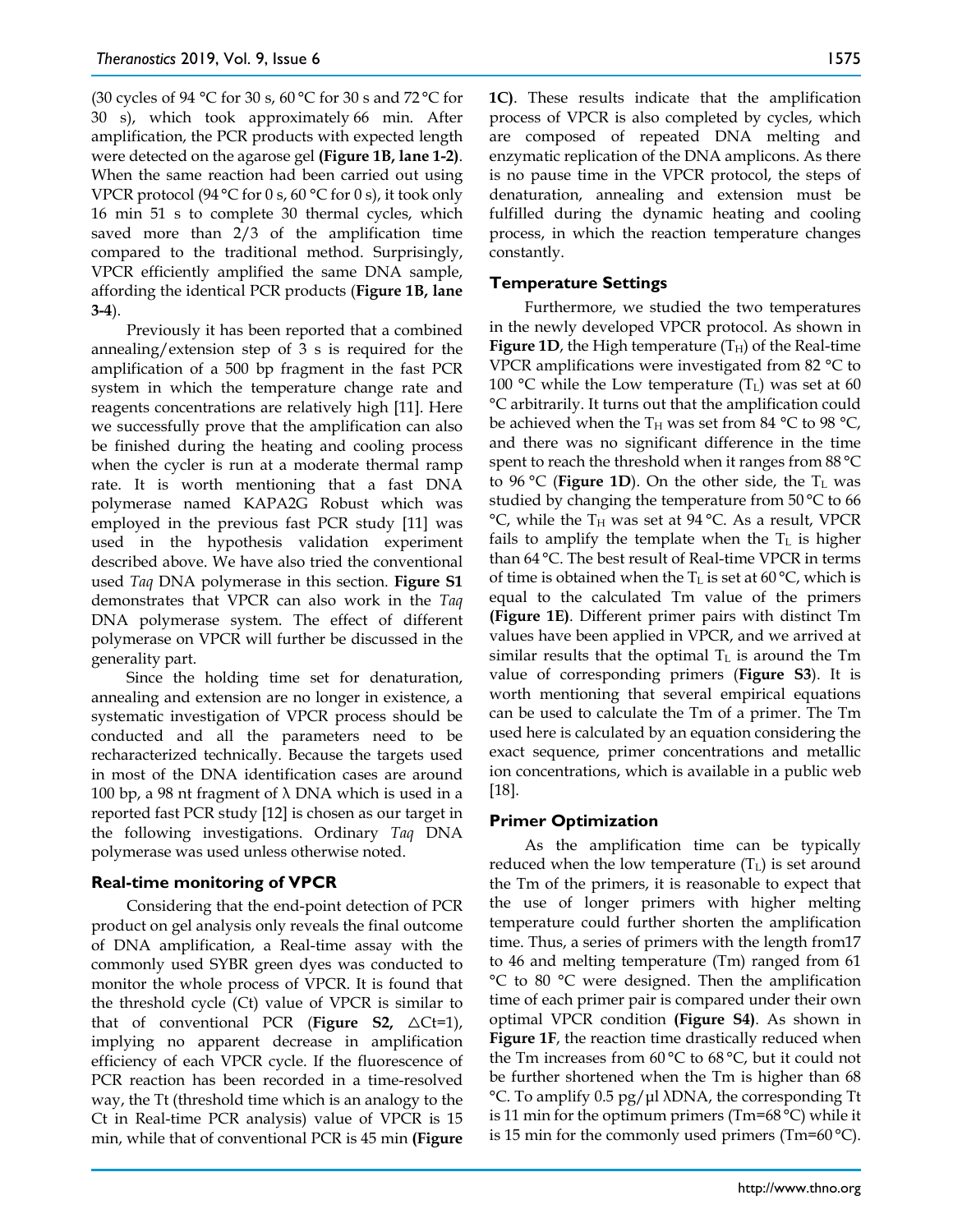(30 cycles of 94 °C for 30 s, 60 °C for 30 s and 72 °C for 30 s), which took approximately 66 min. After amplification, the PCR products with expected length were detected on the agarose gel **(Figure 1B, lane 1-2)**. When the same reaction had been carried out using VPCR protocol (94 °C for 0 s, 60 °C for 0 s), it took only 16 min 51 s to complete 30 thermal cycles, which saved more than 2/3 of the amplification time compared to the traditional method. Surprisingly, VPCR efficiently amplified the same DNA sample, affording the identical PCR products (**Figure 1B, lane 3-4**).

Previously it has been reported that a combined annealing/extension step of 3 s is required for the amplification of a 500 bp fragment in the fast PCR system in which the temperature change rate and reagents concentrations are relatively high [11]. Here we successfully prove that the amplification can also be finished during the heating and cooling process when the cycler is run at a moderate thermal ramp rate. It is worth mentioning that a fast DNA polymerase named KAPA2G Robust which was employed in the previous fast PCR study [11] was used in the hypothesis validation experiment described above. We have also tried the conventional used *Taq* DNA polymerase in this section. **Figure S1** demonstrates that VPCR can also work in the *Taq* DNA polymerase system. The effect of different polymerase on VPCR will further be discussed in the generality part.

Since the holding time set for denaturation, annealing and extension are no longer in existence, a systematic investigation of VPCR process should be conducted and all the parameters need to be recharacterized technically. Because the targets used in most of the DNA identification cases are around 100 bp, a 98 nt fragment of λ DNA which is used in a reported fast PCR study [12] is chosen as our target in the following investigations. Ordinary *Taq* DNA polymerase was used unless otherwise noted.

## Real-time monitoring of VPCR

Considering that the end-point detection of PCR product on gel analysis only reveals the final outcome of DNA amplification, a Real-time assay with the commonly used SYBR green dyes was conducted to monitor the whole process of VPCR. It is found that the threshold cycle (Ct) value of VPCR is similar to that of conventional PCR (**Figure S2,** △Ct=1), implying no apparent decrease in amplification efficiency of each VPCR cycle. If the fluorescence of PCR reaction has been recorded in a time-resolved way, the Tt (threshold time which is an analogy to the Ct in Real-time PCR analysis) value of VPCR is 15 min, while that of conventional PCR is 45 min **(Figure 1C)**. These results indicate that the amplification process of VPCR is also completed by cycles, which are composed of repeated DNA melting and enzymatic replication of the DNA amplicons. As there is no pause time in the VPCR protocol, the steps of denaturation, annealing and extension must be fulfilled during the dynamic heating and cooling process, in which the reaction temperature changes constantly.

## Temperature Settings

Furthermore, we studied the two temperatures in the newly developed VPCR protocol. As shown in **Figure 1D**, the High temperature ($T_H$) of the Real-time VPCR amplifications were investigated from 82 °C to 100 °C while the Low temperature ($T_L$) was set at 60 °C arbitrarily. It turns out that the amplification could be achieved when the $T_H$ was set from 84 °C to 98 °C, and there was no significant difference in the time spent to reach the threshold when it ranges from 88 °C to 96 °C (**Figure 1D**). On the other side, the $T_L$ was studied by changing the temperature from 50 °C to 66 °C, while the $T_H$ was set at 94 °C. As a result, VPCR fails to amplify the template when the $T_L$ is higher than 64 °C. The best result of Real-time VPCR in terms of time is obtained when the $T_L$ is set at 60 °C, which is equal to the calculated Tm value of the primers **(Figure 1E)**. Different primer pairs with distinct Tm values have been applied in VPCR, and we arrived at similar results that the optimal $T_L$ is around the Tm value of corresponding primers (**Figure S3**). It is worth mentioning that several empirical equations can be used to calculate the Tm of a primer. The Tm used here is calculated by an equation considering the exact sequence, primer concentrations and metallic ion concentrations, which is available in a public web [18].

## Primer Optimization

As the amplification time can be typically reduced when the low temperature ($T_L$) is set around the Tm of the primers, it is reasonable to expect that the use of longer primers with higher melting temperature could further shorten the amplification time. Thus, a series of primers with the length from17 to 46 and melting temperature (Tm) ranged from 61 °C to 80 °C were designed. Then the amplification time of each primer pair is compared under their own optimal VPCR condition **(Figure S4)**. As shown in **Figure 1F**, the reaction time drastically reduced when the Tm increases from 60 °C to 68 °C, but it could not be further shortened when the Tm is higher than 68 °C. To amplify 0.5 pg/μl λDNA, the corresponding Tt is 11 min for the optimum primers (Tm=68 °C) while it is 15 min for the commonly used primers (Tm=60 °C).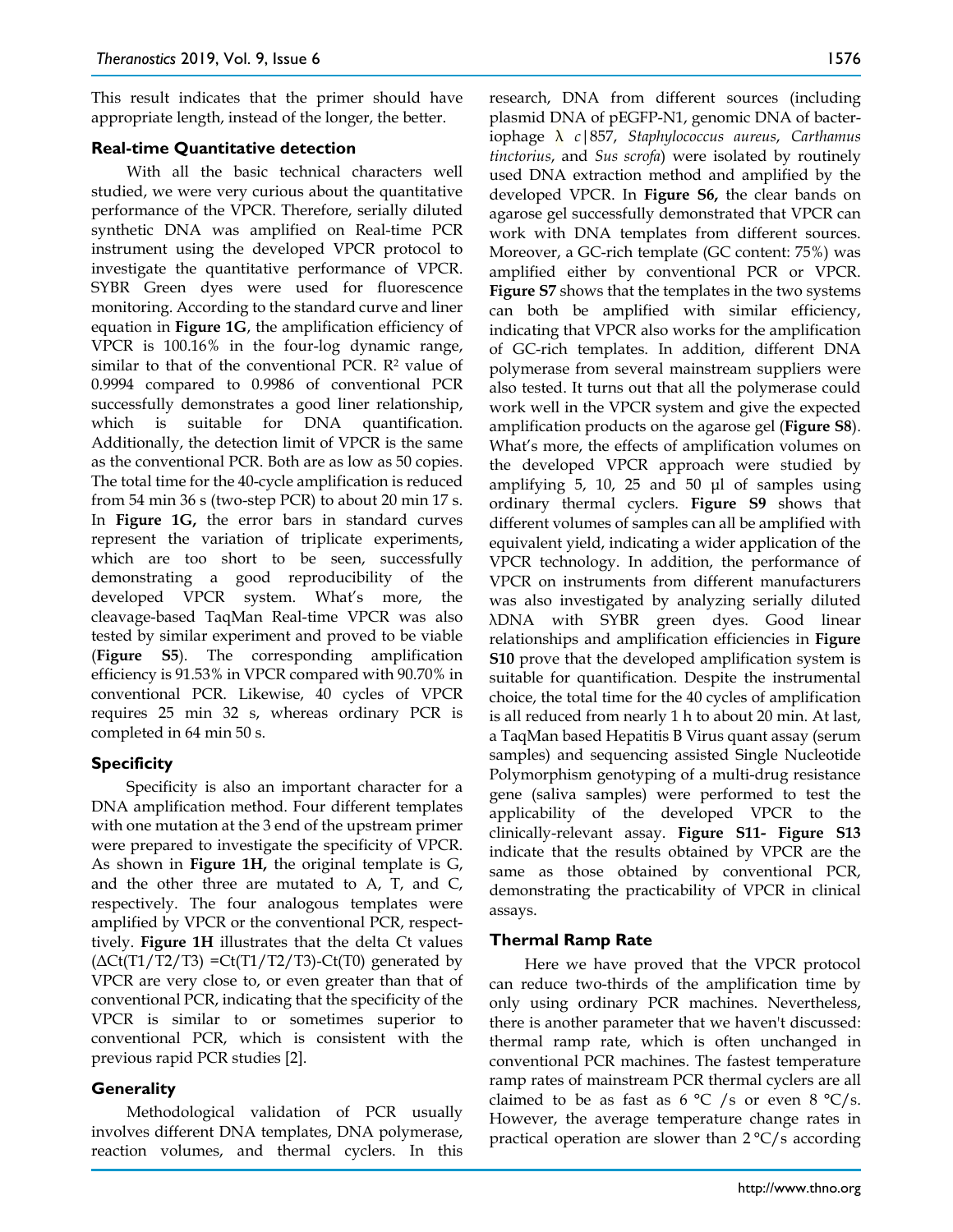This result indicates that the primer should have appropriate length, instead of the longer, the better.

### Real-time Quantitative detection

With all the basic technical characters well studied, we were very curious about the quantitative performance of the VPCR. Therefore, serially diluted synthetic DNA was amplified on Real-time PCR instrument using the developed VPCR protocol to investigate the quantitative performance of VPCR. SYBR Green dyes were used for fluorescence monitoring. According to the standard curve and liner equation in **Figure 1G**, the amplification efficiency of VPCR is 100.16% in the four-log dynamic range, similar to that of the conventional PCR. $R^2$ value of 0.9994 compared to 0.9986 of conventional PCR successfully demonstrates a good liner relationship, which is suitable for DNA quantification. Additionally, the detection limit of VPCR is the same as the conventional PCR. Both are as low as 50 copies. The total time for the 40-cycle amplification is reduced from 54 min 36 s (two-step PCR) to about 20 min 17 s. In **Figure 1G,** the error bars in standard curves represent the variation of triplicate experiments, which are too short to be seen, successfully demonstrating a good reproducibility of the developed VPCR system. What's more, the cleavage-based TaqMan Real-time VPCR was also tested by similar experiment and proved to be viable (**Figure S5**). The corresponding amplification efficiency is 91.53% in VPCR compared with 90.70% in conventional PCR. Likewise, 40 cycles of VPCR requires 25 min 32 s, whereas ordinary PCR is completed in 64 min 50 s.

### Specificity

Specificity is also an important character for a DNA amplification method. Four different templates with one mutation at the 3 end of the upstream primer were prepared to investigate the specificity of VPCR. As shown in **Figure 1H,** the original template is G, and the other three are mutated to A, T, and C, respectively. The four analogous templates were amplified by VPCR or the conventional PCR, respectively. **Figure 1H** illustrates that the delta Ct values ($\Delta$Ct(T1/T2/T3) =Ct(T1/T2/T3)-Ct(T0) generated by VPCR are very close to, or even greater than that of conventional PCR, indicating that the specificity of the VPCR is similar to or sometimes superior to conventional PCR, which is consistent with the previous rapid PCR studies [2].

### Generality

Methodological validation of PCR usually involves different DNA templates, DNA polymerase, reaction volumes, and thermal cyclers. In this research, DNA from different sources (including plasmid DNA of pEGFP-N1, genomic DNA of bacteriophage λ *c*|857, *Staphylococcus aureus*, *Carthamus tinctorius*, and *Sus scrofa*) were isolated by routinely used DNA extraction method and amplified by the developed VPCR. In **Figure S6,** the clear bands on agarose gel successfully demonstrated that VPCR can work with DNA templates from different sources. Moreover, a GC-rich template (GC content: 75%) was amplified either by conventional PCR or VPCR. **Figure S7** shows that the templates in the two systems can both be amplified with similar efficiency, indicating that VPCR also works for the amplification of GC-rich templates. In addition, different DNA polymerase from several mainstream suppliers were also tested. It turns out that all the polymerase could work well in the VPCR system and give the expected amplification products on the agarose gel (**Figure S8**). What's more, the effects of amplification volumes on the developed VPCR approach were studied by amplifying 5, 10, 25 and 50 μl of samples using ordinary thermal cyclers. **Figure S9** shows that different volumes of samples can all be amplified with equivalent yield, indicating a wider application of the VPCR technology. In addition, the performance of VPCR on instruments from different manufacturers was also investigated by analyzing serially diluted λDNA with SYBR green dyes. Good linear relationships and amplification efficiencies in **Figure S10** prove that the developed amplification system is suitable for quantification. Despite the instrumental choice, the total time for the 40 cycles of amplification is all reduced from nearly 1 h to about 20 min. At last, a TaqMan based Hepatitis B Virus quant assay (serum samples) and sequencing assisted Single Nucleotide Polymorphism genotyping of a multi-drug resistance gene (saliva samples) were performed to test the applicability of the developed VPCR to the clinically-relevant assay. **Figure S11- Figure S13** indicate that the results obtained by VPCR are the same as those obtained by conventional PCR, demonstrating the practicability of VPCR in clinical assays.

### Thermal Ramp Rate

Here we have proved that the VPCR protocol can reduce two-thirds of the amplification time by only using ordinary PCR machines. Nevertheless, there is another parameter that we haven't discussed: thermal ramp rate, which is often unchanged in conventional PCR machines. The fastest temperature ramp rates of mainstream PCR thermal cyclers are all claimed to be as fast as 6 °C /s or even 8 °C/s. However, the average temperature change rates in practical operation are slower than 2 °C/s according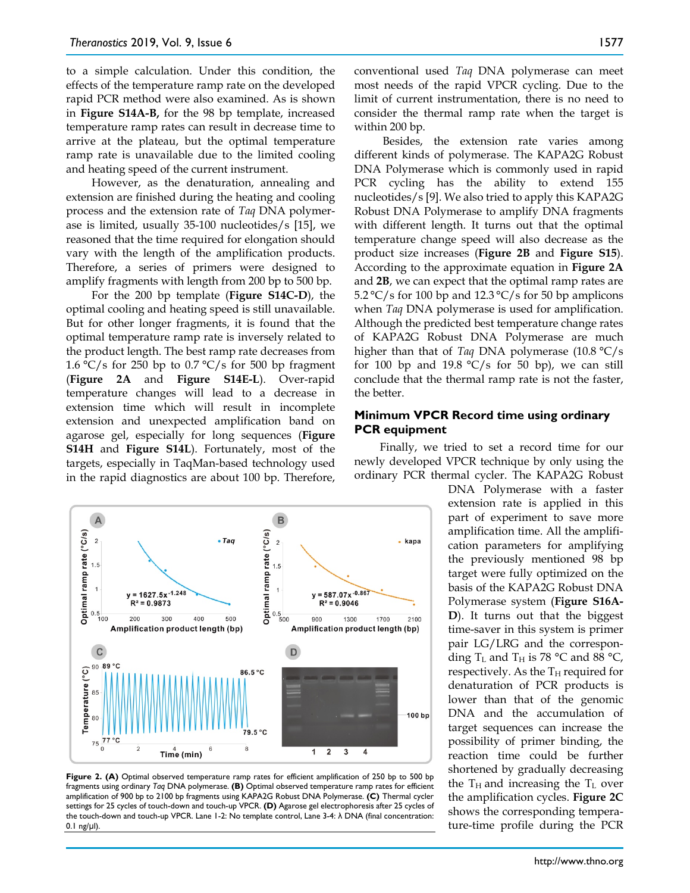to a simple calculation. Under this condition, the effects of the temperature ramp rate on the developed rapid PCR method were also examined. As is shown in **Figure S14A-B,** for the 98 bp template, increased temperature ramp rates can result in decrease time to arrive at the plateau, but the optimal temperature ramp rate is unavailable due to the limited cooling and heating speed of the current instrument.

However, as the denaturation, annealing and extension are finished during the heating and cooling process and the extension rate of *Taq* DNA polymerase is limited, usually 35-100 nucleotides/s [15], we reasoned that the time required for elongation should vary with the length of the amplification products. Therefore, a series of primers were designed to amplify fragments with length from 200 bp to 500 bp.

For the 200 bp template (**Figure S14C-D**), the optimal cooling and heating speed is still unavailable. But for other longer fragments, it is found that the optimal temperature ramp rate is inversely related to the product length. The best ramp rate decreases from 1.6 °C/s for 250 bp to 0.7 °C/s for 500 bp fragment (**Figure 2A** and **Figure S14E-L**). Over-rapid temperature changes will lead to a decrease in extension time which will result in incomplete extension and unexpected amplification band on agarose gel, especially for long sequences (**Figure S14H** and **Figure S14L**). Fortunately, most of the targets, especially in TaqMan-based technology used in the rapid diagnostics are about 100 bp. Therefore, conventional used *Taq* DNA polymerase can meet most needs of the rapid VPCR cycling. Due to the limit of current instrumentation, there is no need to consider the thermal ramp rate when the target is within 200 bp.

Besides, the extension rate varies among different kinds of polymerase. The KAPA2G Robust DNA Polymerase which is commonly used in rapid PCR cycling has the ability to extend 155 nucleotides/s [9]. We also tried to apply this KAPA2G Robust DNA Polymerase to amplify DNA fragments with different length. It turns out that the optimal temperature change speed will also decrease as the product size increases (**Figure 2B** and **Figure S15**). According to the approximate equation in **Figure 2A** and **2B**, we can expect that the optimal ramp rates are 5.2 °C/s for 100 bp and 12.3 °C/s for 50 bp amplicons when *Taq* DNA polymerase is used for amplification. Although the predicted best temperature change rates of KAPA2G Robust DNA Polymerase are much higher than that of *Taq* DNA polymerase (10.8 °C/s for 100 bp and 19.8 °C/s for 50 bp), we can still conclude that the thermal ramp rate is not the faster, the better.

## Minimum VPCR Record time using ordinary PCR equipment

Finally, we tried to set a record time for our newly developed VPCR technique by only using the ordinary PCR thermal cycler. The KAPA2G Robust DNA Polymerase with a faster extension rate is applied in this part of experiment to save more amplification time. All the amplification parameters for amplifying the previously mentioned 98 bp target were fully optimized on the basis of the KAPA2G Robust DNA Polymerase system (**Figure S16A-D**). It turns out that the biggest time-saver in this system is primer pair LG/LRG and the corresponding $T_L$ and $T_H$ is 78 °C and 88 °C, respectively. As the $T_H$ required for denaturation of PCR products is lower than that of the genomic DNA and the accumulation of target sequences can increase the possibility of primer binding, the reaction time could be further shortened by gradually decreasing the $T_H$ and increasing the $T_L$ over the amplification cycles. **Figure 2C** shows the corresponding temperature-time profile during the PCR

**Figure 2. (A)** Optimal observed temperature ramp rates for efficient amplification of 250 bp to 500 bp fragments using ordinary *Taq* DNA polymerase. **(B)** Optimal observed temperature ramp rates for efficient amplification of 900 bp to 2100 bp fragments using KAPA2G Robust DNA Polymerase. **(C)** Thermal cycler settings for 25 cycles of touch-down and touch-up VPCR. **(D)** Agarose gel electrophoresis after 25 cycles of the touch-down and touch-up VPCR. Lane 1-2: No template control, Lane 3-4: λ DNA (final concentration: 0.1 ng/μl).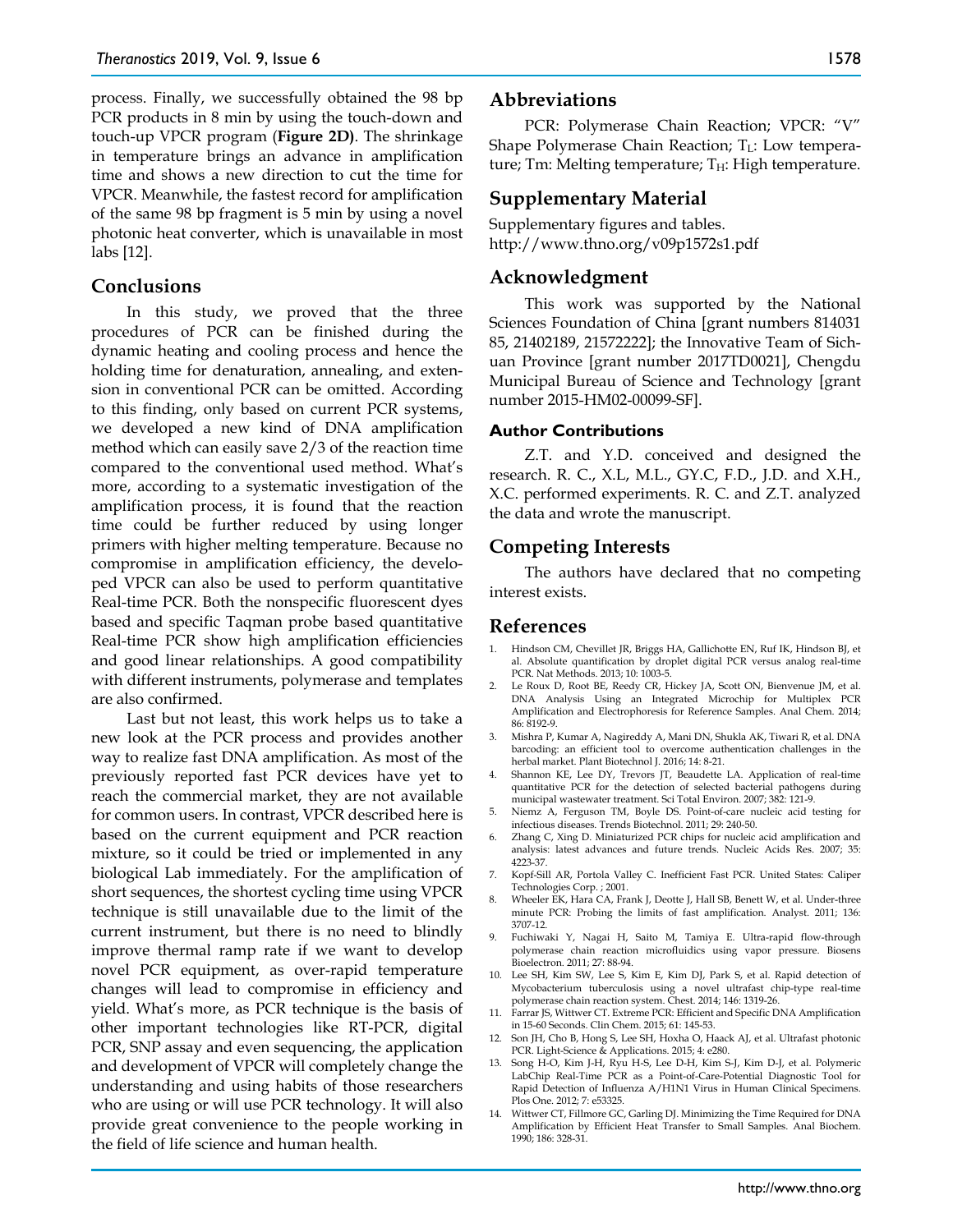process. Finally, we successfully obtained the 98 bp PCR products in 8 min by using the touch-down and touch-up VPCR program (**Figure 2D)**. The shrinkage in temperature brings an advance in amplification time and shows a new direction to cut the time for VPCR. Meanwhile, the fastest record for amplification of the same 98 bp fragment is 5 min by using a novel photonic heat converter, which is unavailable in most labs [12].

## Conclusions

In this study, we proved that the three procedures of PCR can be finished during the dynamic heating and cooling process and hence the holding time for denaturation, annealing, and extension in conventional PCR can be omitted. According to this finding, only based on current PCR systems, we developed a new kind of DNA amplification method which can easily save 2/3 of the reaction time compared to the conventional used method. What's more, according to a systematic investigation of the amplification process, it is found that the reaction time could be further reduced by using longer primers with higher melting temperature. Because no compromise in amplification efficiency, the developed VPCR can also be used to perform quantitative Real-time PCR. Both the nonspecific fluorescent dyes based and specific Taqman probe based quantitative Real-time PCR show high amplification efficiencies and good linear relationships. A good compatibility with different instruments, polymerase and templates are also confirmed.

Last but not least, this work helps us to take a new look at the PCR process and provides another way to realize fast DNA amplification. As most of the previously reported fast PCR devices have yet to reach the commercial market, they are not available for common users. In contrast, VPCR described here is based on the current equipment and PCR reaction mixture, so it could be tried or implemented in any biological Lab immediately. For the amplification of short sequences, the shortest cycling time using VPCR technique is still unavailable due to the limit of the current instrument, but there is no need to blindly improve thermal ramp rate if we want to develop novel PCR equipment, as over-rapid temperature changes will lead to compromise in efficiency and yield. What's more, as PCR technique is the basis of other important technologies like RT-PCR, digital PCR, SNP assay and even sequencing, the application and development of VPCR will completely change the understanding and using habits of those researchers who are using or will use PCR technology. It will also provide great convenience to the people working in the field of life science and human health.

## Abbreviations

PCR: Polymerase Chain Reaction; VPCR: "V" Shape Polymerase Chain Reaction; $T_L$: Low temperature; Tm: Melting temperature; $T_H$: High temperature.

## Supplementary Material

Supplementary figures and tables.
http://www.thno.org/v09p1572s1.pdf

## Acknowledgment

This work was supported by the National Sciences Foundation of China [grant numbers 81403185, 21402189, 21572222]; the Innovative Team of Sichuan Province [grant number 2017TD0021], Chengdu Municipal Bureau of Science and Technology [grant number 2015-HM02-00099-SF].

### Author Contributions

Z.T. and Y.D. conceived and designed the research. R. C., X.L, M.L., GY.C, F.D., J.D. and X.H., X.C. performed experiments. R. C. and Z.T. analyzed the data and wrote the manuscript.

## Competing Interests

The authors have declared that no competing interest exists.

## References

1. Hindson CM, Chevillet JR, Briggs HA, Gallichotte EN, Ruf IK, Hindson BJ, et al. Absolute quantification by droplet digital PCR versus analog real-time PCR. Nat Methods. 2013; 10: 1003-5.
2. Le Roux D, Root BE, Reedy CR, Hickey JA, Scott ON, Bienvenue JM, et al. DNA Analysis Using an Integrated Microchip for Multiplex PCR Amplification and Electrophoresis for Reference Samples. Anal Chem. 2014; 86: 8192-9.
3. Mishra P, Kumar A, Nagireddy A, Mani DN, Shukla AK, Tiwari R, et al. DNA barcoding: an efficient tool to overcome authentication challenges in the herbal market. Plant Biotechnol J. 2016; 14: 8-21.
4. Shannon KE, Lee DY, Trevors JT, Beaudette LA. Application of real-time quantitative PCR for the detection of selected bacterial pathogens during municipal wastewater treatment. Sci Total Environ. 2007; 382: 121-9.
5. Niemz A, Ferguson TM, Boyle DS. Point-of-care nucleic acid testing for infectious diseases. Trends Biotechnol. 2011; 29: 240-50.
6. Zhang C, Xing D. Miniaturized PCR chips for nucleic acid amplification and analysis: latest advances and future trends. Nucleic Acids Res. 2007; 35: 4223-37.
7. Kopf-Sill AR, Portola Valley C. Inefficient Fast PCR. United States: Caliper Technologies Corp. ; 2001.
8. Wheeler EK, Hara CA, Frank J, Deotte J, Hall SB, Benett W, et al. Under-three minute PCR: Probing the limits of fast amplification. Analyst. 2011; 136: 3707-12.
9. Fuchiwaki Y, Nagai H, Saito M, Tamiya E. Ultra-rapid flow-through polymerase chain reaction microfluidics using vapor pressure. Biosens Bioelectron. 2011; 27: 88-94.
10. Lee SH, Kim SW, Lee S, Kim E, Kim DJ, Park S, et al. Rapid detection of Mycobacterium tuberculosis using a novel ultrafast chip-type real-time polymerase chain reaction system. Chest. 2014; 146: 1319-26.
11. Farrar JS, Wittwer CT. Extreme PCR: Efficient and Specific DNA Amplification in 15-60 Seconds. Clin Chem. 2015; 61: 145-53.
12. Son JH, Cho B, Hong S, Lee SH, Hoxha O, Haack AJ, et al. Ultrafast photonic PCR. Light-Science & Applications. 2015; 4: e280.
13. Song H-O, Kim J-H, Ryu H-S, Lee D-H, Kim S-J, Kim D-J, et al. Polymeric LabChip Real-Time PCR as a Point-of-Care-Potential Diagnostic Tool for Rapid Detection of Influenza A/H1N1 Virus in Human Clinical Specimens. Plos One. 2012; 7: e53325.
14. Wittwer CT, Fillmore GC, Garling DJ. Minimizing the Time Required for DNA Amplification by Efficient Heat Transfer to Small Samples. Anal Biochem. 1990; 186: 328-31.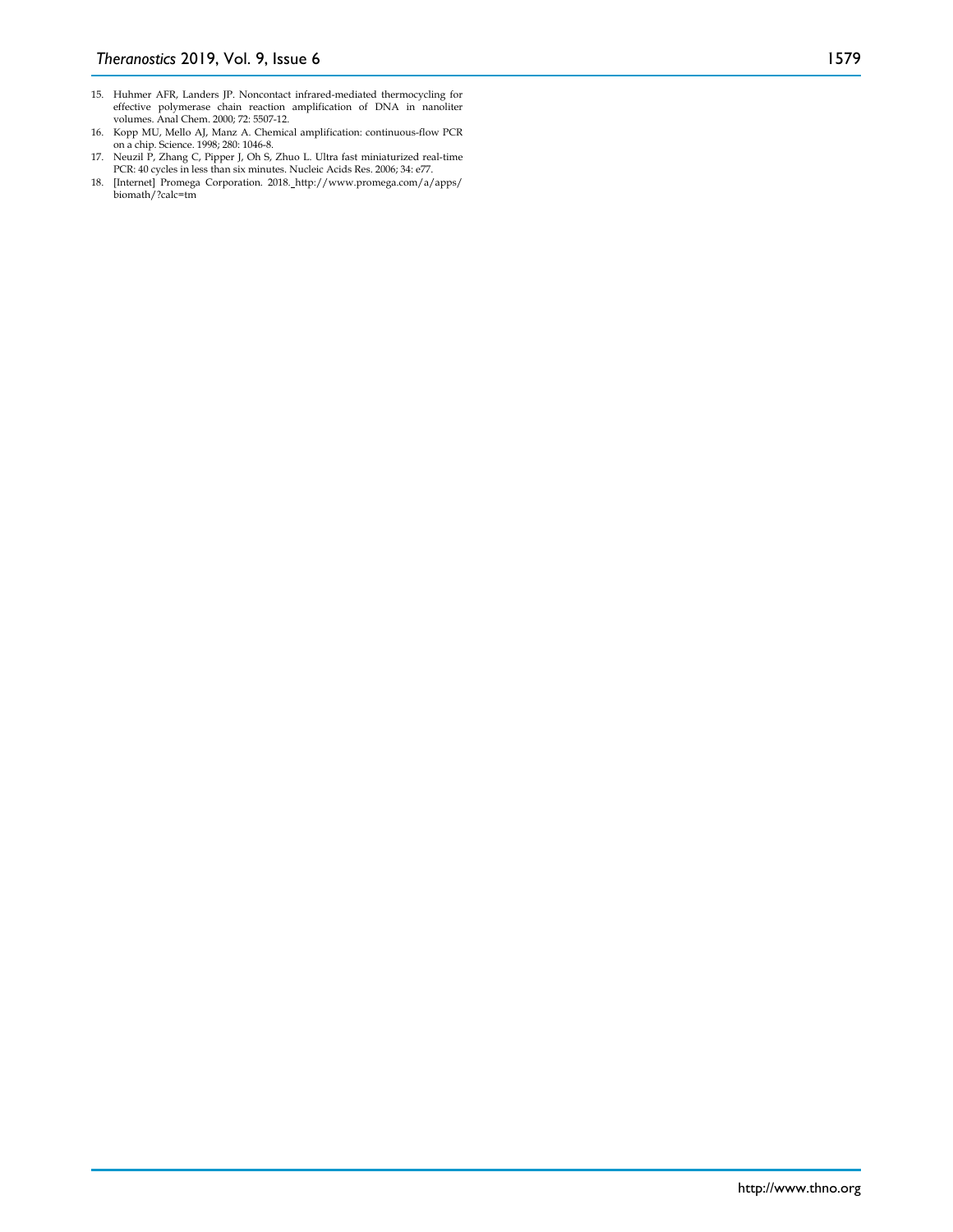15. Huhmer AFR, Landers JP. Noncontact infrared-mediated thermocycling for effective polymerase chain reaction amplification of DNA in nanoliter volumes. Anal Chem. 2000; 72: 5507-12.
16. Kopp MU, Mello AJ, Manz A. Chemical amplification: continuous-flow PCR on a chip. Science. 1998; 280: 1046-8.
17. Neuzil P, Zhang C, Pipper J, Oh S, Zhuo L. Ultra fast miniaturized real-time PCR: 40 cycles in less than six minutes. Nucleic Acids Res. 2006; 34: e77.
18. [Internet] Promega Corporation. 2018. http://www.promega.com/a/apps/biomath/?calc=tm